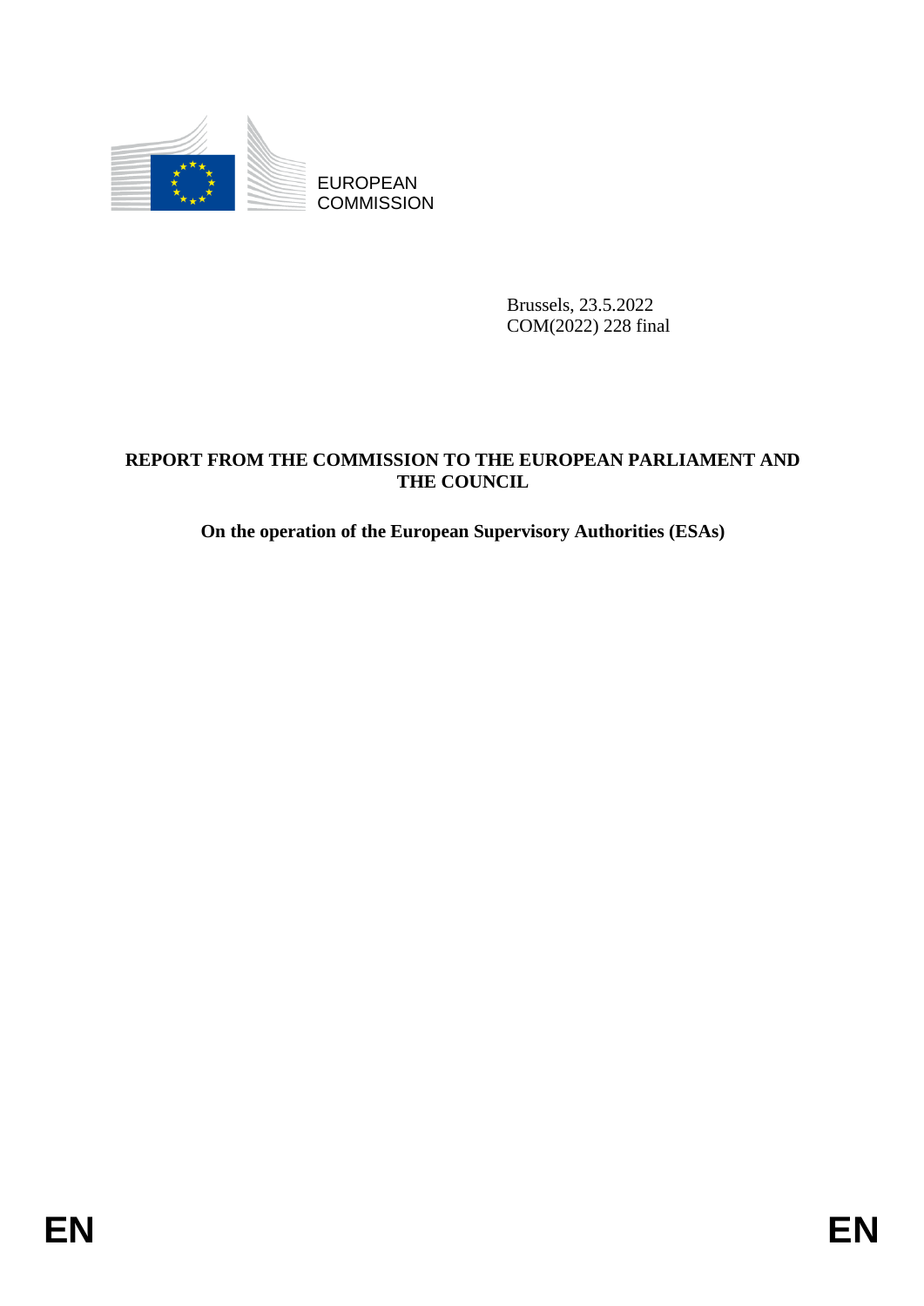EUROPEAN COMMISSION

Brussels, 23.5.2022
COM(2022) 228 final

# REPORT FROM THE COMMISSION TO THE EUROPEAN PARLIAMENT AND THE COUNCIL

## On the operation of the European Supervisory Authorities (ESAs)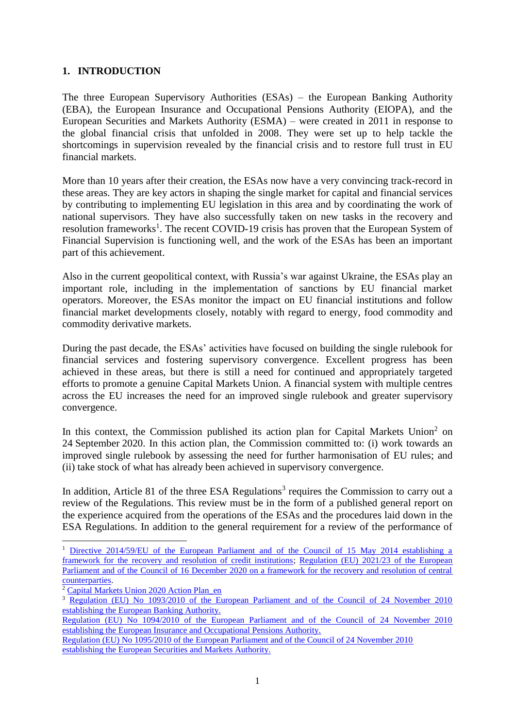## 1. INTRODUCTION

The three European Supervisory Authorities (ESAs) – the European Banking Authority (EBA), the European Insurance and Occupational Pensions Authority (EIOPA), and the European Securities and Markets Authority (ESMA) – were created in 2011 in response to the global financial crisis that unfolded in 2008. They were set up to help tackle the shortcomings in supervision revealed by the financial crisis and to restore full trust in EU financial markets.

More than 10 years after their creation, the ESAs now have a very convincing track-record in these areas. They are key actors in shaping the single market for capital and financial services by contributing to implementing EU legislation in this area and by coordinating the work of national supervisors. They have also successfully taken on new tasks in the recovery and resolution frameworks[1]. The recent COVID-19 crisis has proven that the European System of Financial Supervision is functioning well, and the work of the ESAs has been an important part of this achievement.

Also in the current geopolitical context, with Russia's war against Ukraine, the ESAs play an important role, including in the implementation of sanctions by EU financial market operators. Moreover, the ESAs monitor the impact on EU financial institutions and follow financial market developments closely, notably with regard to energy, food commodity and commodity derivative markets.

During the past decade, the ESAs' activities have focused on building the single rulebook for financial services and fostering supervisory convergence. Excellent progress has been achieved in these areas, but there is still a need for continued and appropriately targeted efforts to promote a genuine Capital Markets Union. A financial system with multiple centres across the EU increases the need for an improved single rulebook and greater supervisory convergence.

In this context, the Commission published its action plan for Capital Markets Union[2] on 24 September 2020. In this action plan, the Commission committed to: (i) work towards an improved single rulebook by assessing the need for further harmonisation of EU rules; and (ii) take stock of what has already been achieved in supervisory convergence.

In addition, Article 81 of the three ESA Regulations[3] requires the Commission to carry out a review of the Regulations. This review must be in the form of a published general report on the experience acquired from the operations of the ESAs and the procedures laid down in the ESA Regulations. In addition to the general requirement for a review of the performance of

---

[1] Directive 2014/59/EU of the European Parliament and of the Council of 15 May 2014 establishing a framework for the recovery and resolution of credit institutions; Regulation (EU) 2021/23 of the European Parliament and of the Council of 16 December 2020 on a framework for the recovery and resolution of central counterparties.

[2] Capital Markets Union 2020 Action Plan_en

[3] Regulation (EU) No 1093/2010 of the European Parliament and of the Council of 24 November 2010 establishing the European Banking Authority.
Regulation (EU) No 1094/2010 of the European Parliament and of the Council of 24 November 2010 establishing the European Insurance and Occupational Pensions Authority.
Regulation (EU) No 1095/2010 of the European Parliament and of the Council of 24 November 2010 establishing the European Securities and Markets Authority.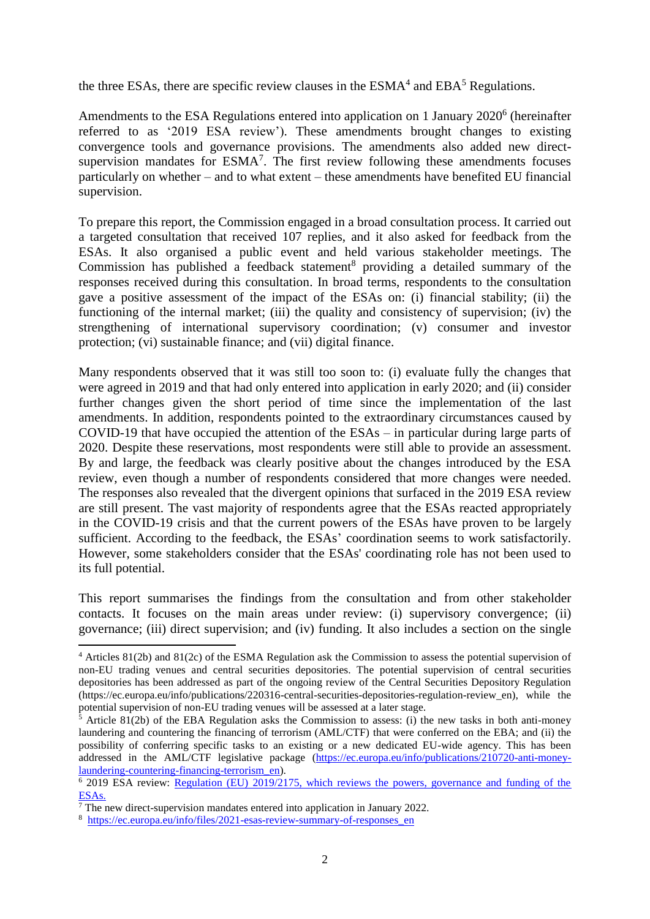the three ESAs, there are specific review clauses in the ESMA[4] and EBA[5] Regulations.

Amendments to the ESA Regulations entered into application on 1 January 2020[6] (hereinafter referred to as '2019 ESA review'). These amendments brought changes to existing convergence tools and governance provisions. The amendments also added new direct-supervision mandates for ESMA[7]. The first review following these amendments focuses particularly on whether – and to what extent – these amendments have benefited EU financial supervision.

To prepare this report, the Commission engaged in a broad consultation process. It carried out a targeted consultation that received 107 replies, and it also asked for feedback from the ESAs. It also organised a public event and held various stakeholder meetings. The Commission has published a feedback statement[8] providing a detailed summary of the responses received during this consultation. In broad terms, respondents to the consultation gave a positive assessment of the impact of the ESAs on: (i) financial stability; (ii) the functioning of the internal market; (iii) the quality and consistency of supervision; (iv) the strengthening of international supervisory coordination; (v) consumer and investor protection; (vi) sustainable finance; and (vii) digital finance.

Many respondents observed that it was still too soon to: (i) evaluate fully the changes that were agreed in 2019 and that had only entered into application in early 2020; and (ii) consider further changes given the short period of time since the implementation of the last amendments. In addition, respondents pointed to the extraordinary circumstances caused by COVID-19 that have occupied the attention of the ESAs – in particular during large parts of 2020. Despite these reservations, most respondents were still able to provide an assessment. By and large, the feedback was clearly positive about the changes introduced by the ESA review, even though a number of respondents considered that more changes were needed. The responses also revealed that the divergent opinions that surfaced in the 2019 ESA review are still present. The vast majority of respondents agree that the ESAs reacted appropriately in the COVID-19 crisis and that the current powers of the ESAs have proven to be largely sufficient. According to the feedback, the ESAs' coordination seems to work satisfactorily. However, some stakeholders consider that the ESAs' coordinating role has not been used to its full potential.

This report summarises the findings from the consultation and from other stakeholder contacts. It focuses on the main areas under review: (i) supervisory convergence; (ii) governance; (iii) direct supervision; and (iv) funding. It also includes a section on the single

---

[4] Articles 81(2b) and 81(2c) of the ESMA Regulation ask the Commission to assess the potential supervision of non-EU trading venues and central securities depositories. The potential supervision of central securities depositories has been addressed as part of the ongoing review of the Central Securities Depository Regulation (https://ec.europa.eu/info/publications/220316-central-securities-depositories-regulation-review_en), while the potential supervision of non-EU trading venues will be assessed at a later stage.

[5] Article 81(2b) of the EBA Regulation asks the Commission to assess: (i) the new tasks in both anti-money laundering and countering the financing of terrorism (AML/CTF) that were conferred on the EBA; and (ii) the possibility of conferring specific tasks to an existing or a new dedicated EU-wide agency. This has been addressed in the AML/CTF legislative package (https://ec.europa.eu/info/publications/210720-anti-money-laundering-countering-financing-terrorism_en).

[6] 2019 ESA review: Regulation (EU) 2019/2175, which reviews the powers, governance and funding of the ESAs.

[7] The new direct-supervision mandates entered into application in January 2022.

[8] https://ec.europa.eu/info/files/2021-esas-review-summary-of-responses_en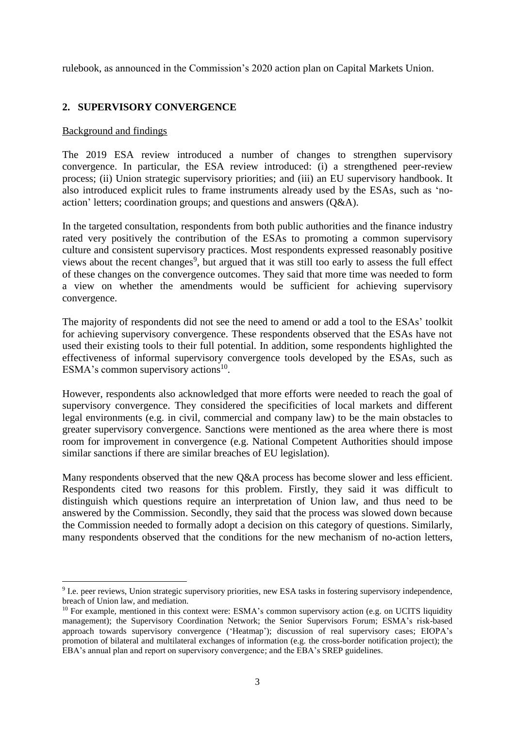rulebook, as announced in the Commission's 2020 action plan on Capital Markets Union.

## 2. SUPERVISORY CONVERGENCE

Background and findings

The 2019 ESA review introduced a number of changes to strengthen supervisory convergence. In particular, the ESA review introduced: (i) a strengthened peer-review process; (ii) Union strategic supervisory priorities; and (iii) an EU supervisory handbook. It also introduced explicit rules to frame instruments already used by the ESAs, such as 'no-action' letters; coordination groups; and questions and answers (Q&A).

In the targeted consultation, respondents from both public authorities and the finance industry rated very positively the contribution of the ESAs to promoting a common supervisory culture and consistent supervisory practices. Most respondents expressed reasonably positive views about the recent changes[9], but argued that it was still too early to assess the full effect of these changes on the convergence outcomes. They said that more time was needed to form a view on whether the amendments would be sufficient for achieving supervisory convergence.

The majority of respondents did not see the need to amend or add a tool to the ESAs' toolkit for achieving supervisory convergence. These respondents observed that the ESAs have not used their existing tools to their full potential. In addition, some respondents highlighted the effectiveness of informal supervisory convergence tools developed by the ESAs, such as ESMA's common supervisory actions[10].

However, respondents also acknowledged that more efforts were needed to reach the goal of supervisory convergence. They considered the specificities of local markets and different legal environments (e.g. in civil, commercial and company law) to be the main obstacles to greater supervisory convergence. Sanctions were mentioned as the area where there is most room for improvement in convergence (e.g. National Competent Authorities should impose similar sanctions if there are similar breaches of EU legislation).

Many respondents observed that the new Q&A process has become slower and less efficient. Respondents cited two reasons for this problem. Firstly, they said it was difficult to distinguish which questions require an interpretation of Union law, and thus need to be answered by the Commission. Secondly, they said that the process was slowed down because the Commission needed to formally adopt a decision on this category of questions. Similarly, many respondents observed that the conditions for the new mechanism of no-action letters,

---

[9] I.e. peer reviews, Union strategic supervisory priorities, new ESA tasks in fostering supervisory independence, breach of Union law, and mediation.

[10] For example, mentioned in this context were: ESMA's common supervisory action (e.g. on UCITS liquidity management); the Supervisory Coordination Network; the Senior Supervisors Forum; ESMA's risk-based approach towards supervisory convergence ('Heatmap'); discussion of real supervisory cases; EIOPA's promotion of bilateral and multilateral exchanges of information (e.g. the cross-border notification project); the EBA's annual plan and report on supervisory convergence; and the EBA's SREP guidelines.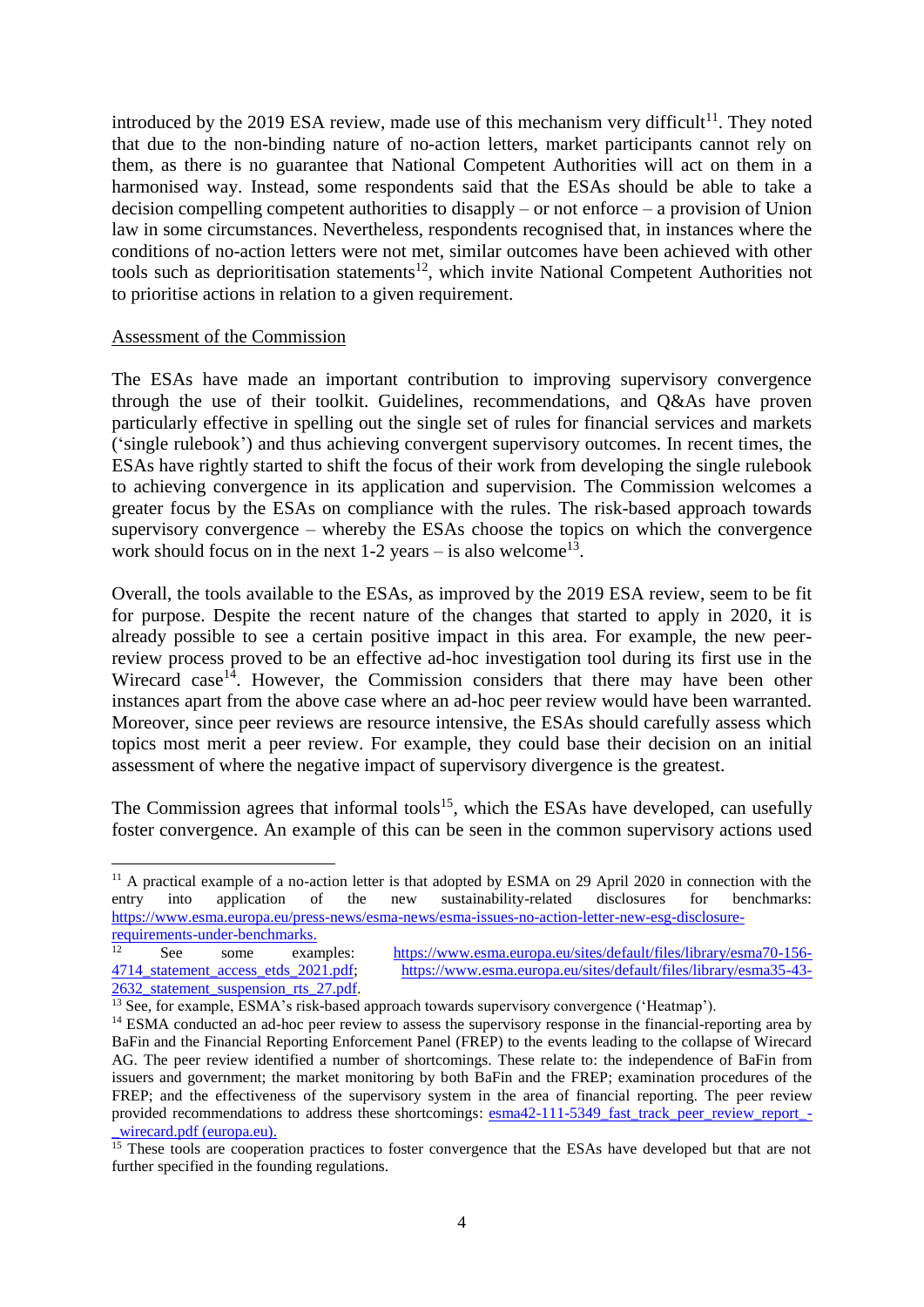introduced by the 2019 ESA review, made use of this mechanism very difficult[11]. They noted that due to the non-binding nature of no-action letters, market participants cannot rely on them, as there is no guarantee that National Competent Authorities will act on them in a harmonised way. Instead, some respondents said that the ESAs should be able to take a decision compelling competent authorities to disapply – or not enforce – a provision of Union law in some circumstances. Nevertheless, respondents recognised that, in instances where the conditions of no-action letters were not met, similar outcomes have been achieved with other tools such as deprioritisation statements[12], which invite National Competent Authorities not to prioritise actions in relation to a given requirement.

<u>Assessment of the Commission</u>

The ESAs have made an important contribution to improving supervisory convergence through the use of their toolkit. Guidelines, recommendations, and Q&As have proven particularly effective in spelling out the single set of rules for financial services and markets ('single rulebook') and thus achieving convergent supervisory outcomes. In recent times, the ESAs have rightly started to shift the focus of their work from developing the single rulebook to achieving convergence in its application and supervision. The Commission welcomes a greater focus by the ESAs on compliance with the rules. The risk-based approach towards supervisory convergence – whereby the ESAs choose the topics on which the convergence work should focus on in the next 1-2 years – is also welcome[13].

Overall, the tools available to the ESAs, as improved by the 2019 ESA review, seem to be fit for purpose. Despite the recent nature of the changes that started to apply in 2020, it is already possible to see a certain positive impact in this area. For example, the new peer-review process proved to be an effective ad-hoc investigation tool during its first use in the Wirecard case[14]. However, the Commission considers that there may have been other instances apart from the above case where an ad-hoc peer review would have been warranted. Moreover, since peer reviews are resource intensive, the ESAs should carefully assess which topics most merit a peer review. For example, they could base their decision on an initial assessment of where the negative impact of supervisory divergence is the greatest.

The Commission agrees that informal tools[15], which the ESAs have developed, can usefully foster convergence. An example of this can be seen in the common supervisory actions used

---

[11] A practical example of a no-action letter is that adopted by ESMA on 29 April 2020 in connection with the entry into application of the new sustainability-related disclosures for benchmarks: https://www.esma.europa.eu/press-news/esma-news/esma-issues-no-action-letter-new-esg-disclosure-requirements-under-benchmarks.

[12] See some examples: https://www.esma.europa.eu/sites/default/files/library/esma70-156-4714_statement_access_etds_2021.pdf; https://www.esma.europa.eu/sites/default/files/library/esma35-43-2632_statement_suspension_rts_27.pdf.

[13] See, for example, ESMA's risk-based approach towards supervisory convergence ('Heatmap').

[14] ESMA conducted an ad-hoc peer review to assess the supervisory response in the financial-reporting area by BaFin and the Financial Reporting Enforcement Panel (FREP) to the events leading to the collapse of Wirecard AG. The peer review identified a number of shortcomings. These relate to: the independence of BaFin from issuers and government; the market monitoring by both BaFin and the FREP; examination procedures of the FREP; and the effectiveness of the supervisory system in the area of financial reporting. The peer review provided recommendations to address these shortcomings: esma42-111-5349_fast_track_peer_review_report_-_wirecard.pdf (europa.eu).

[15] These tools are cooperation practices to foster convergence that the ESAs have developed but that are not further specified in the founding regulations.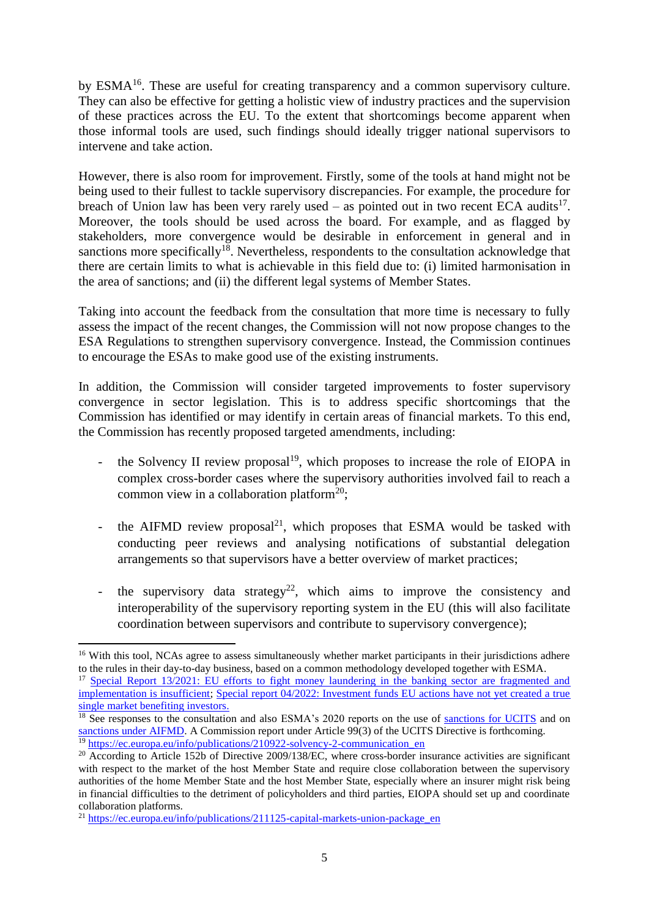by ESMA[16]. These are useful for creating transparency and a common supervisory culture. They can also be effective for getting a holistic view of industry practices and the supervision of these practices across the EU. To the extent that shortcomings become apparent when those informal tools are used, such findings should ideally trigger national supervisors to intervene and take action.

However, there is also room for improvement. Firstly, some of the tools at hand might not be being used to their fullest to tackle supervisory discrepancies. For example, the procedure for breach of Union law has been very rarely used – as pointed out in two recent ECA audits[17]. Moreover, the tools should be used across the board. For example, and as flagged by stakeholders, more convergence would be desirable in enforcement in general and in sanctions more specifically[18]. Nevertheless, respondents to the consultation acknowledge that there are certain limits to what is achievable in this field due to: (i) limited harmonisation in the area of sanctions; and (ii) the different legal systems of Member States.

Taking into account the feedback from the consultation that more time is necessary to fully assess the impact of the recent changes, the Commission will not now propose changes to the ESA Regulations to strengthen supervisory convergence. Instead, the Commission continues to encourage the ESAs to make good use of the existing instruments.

In addition, the Commission will consider targeted improvements to foster supervisory convergence in sector legislation. This is to address specific shortcomings that the Commission has identified or may identify in certain areas of financial markets. To this end, the Commission has recently proposed targeted amendments, including:

- the Solvency II review proposal[19], which proposes to increase the role of EIOPA in complex cross-border cases where the supervisory authorities involved fail to reach a common view in a collaboration platform[20];

- the AIFMD review proposal[21], which proposes that ESMA would be tasked with conducting peer reviews and analysing notifications of substantial delegation arrangements so that supervisors have a better overview of market practices;

- the supervisory data strategy[22], which aims to improve the consistency and interoperability of the supervisory reporting system in the EU (this will also facilitate coordination between supervisors and contribute to supervisory convergence);

---

[16] With this tool, NCAs agree to assess simultaneously whether market participants in their jurisdictions adhere to the rules in their day-to-day business, based on a common methodology developed together with ESMA.

[17] Special Report 13/2021: EU efforts to fight money laundering in the banking sector are fragmented and implementation is insufficient; Special report 04/2022: Investment funds EU actions have not yet created a true single market benefiting investors.

[18] See responses to the consultation and also ESMA's 2020 reports on the use of sanctions for UCITS and on sanctions under AIFMD. A Commission report under Article 99(3) of the UCITS Directive is forthcoming.

[19] https://ec.europa.eu/info/publications/210922-solvency-2-communication_en

[20] According to Article 152b of Directive 2009/138/EC, where cross-border insurance activities are significant with respect to the market of the host Member State and require close collaboration between the supervisory authorities of the home Member State and the host Member State, especially where an insurer might risk being in financial difficulties to the detriment of policyholders and third parties, EIOPA should set up and coordinate collaboration platforms.

[21] https://ec.europa.eu/info/publications/211125-capital-markets-union-package_en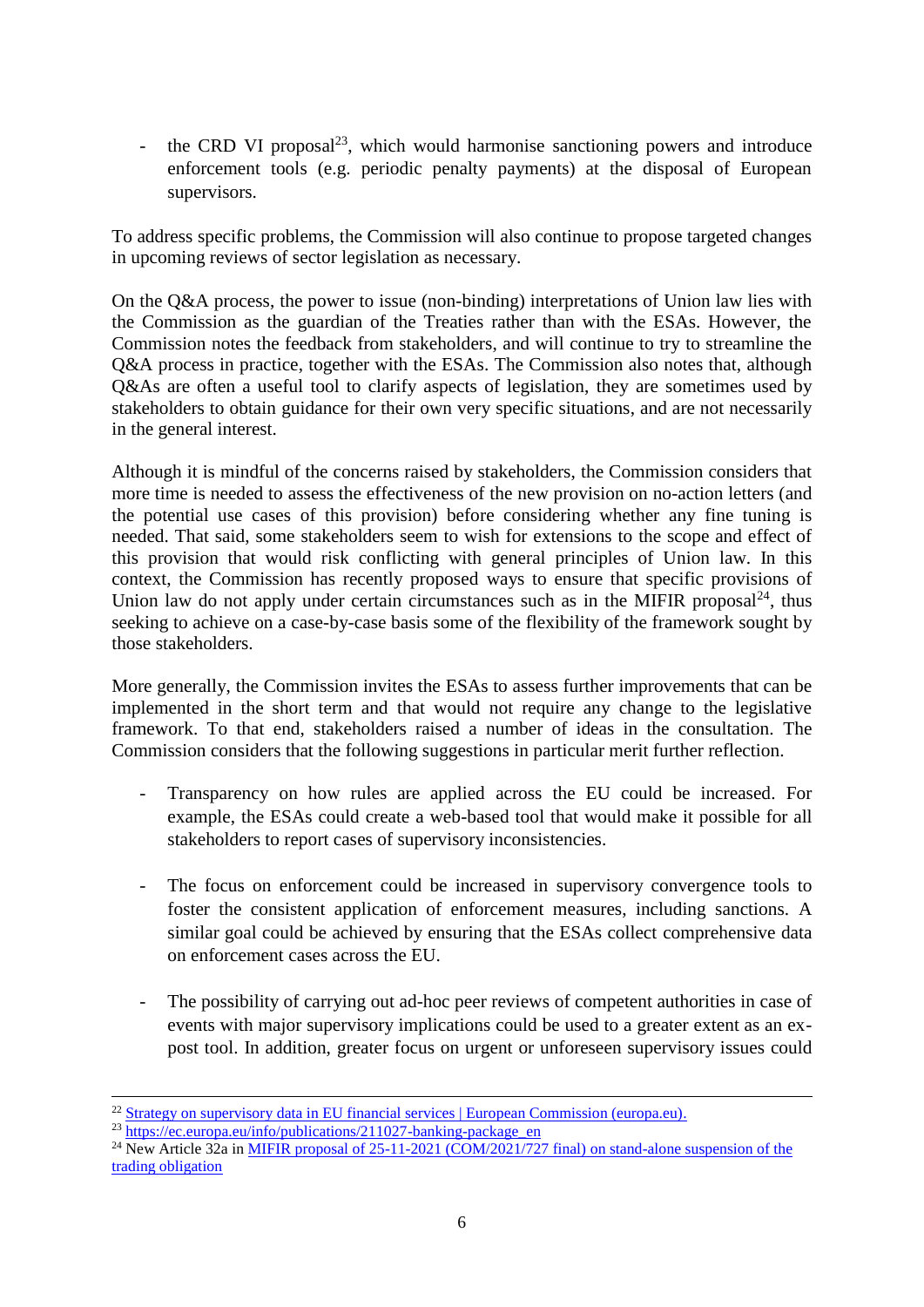- the CRD VI proposal[23], which would harmonise sanctioning powers and introduce enforcement tools (e.g. periodic penalty payments) at the disposal of European supervisors.

To address specific problems, the Commission will also continue to propose targeted changes in upcoming reviews of sector legislation as necessary.

On the Q&A process, the power to issue (non-binding) interpretations of Union law lies with the Commission as the guardian of the Treaties rather than with the ESAs. However, the Commission notes the feedback from stakeholders, and will continue to try to streamline the Q&A process in practice, together with the ESAs. The Commission also notes that, although Q&As are often a useful tool to clarify aspects of legislation, they are sometimes used by stakeholders to obtain guidance for their own very specific situations, and are not necessarily in the general interest.

Although it is mindful of the concerns raised by stakeholders, the Commission considers that more time is needed to assess the effectiveness of the new provision on no-action letters (and the potential use cases of this provision) before considering whether any fine tuning is needed. That said, some stakeholders seem to wish for extensions to the scope and effect of this provision that would risk conflicting with general principles of Union law. In this context, the Commission has recently proposed ways to ensure that specific provisions of Union law do not apply under certain circumstances such as in the MIFIR proposal[24], thus seeking to achieve on a case-by-case basis some of the flexibility of the framework sought by those stakeholders.

More generally, the Commission invites the ESAs to assess further improvements that can be implemented in the short term and that would not require any change to the legislative framework. To that end, stakeholders raised a number of ideas in the consultation. The Commission considers that the following suggestions in particular merit further reflection.

- Transparency on how rules are applied across the EU could be increased. For example, the ESAs could create a web-based tool that would make it possible for all stakeholders to report cases of supervisory inconsistencies.

- The focus on enforcement could be increased in supervisory convergence tools to foster the consistent application of enforcement measures, including sanctions. A similar goal could be achieved by ensuring that the ESAs collect comprehensive data on enforcement cases across the EU.

- The possibility of carrying out ad-hoc peer reviews of competent authorities in case of events with major supervisory implications could be used to a greater extent as an ex-post tool. In addition, greater focus on urgent or unforeseen supervisory issues could

---

[22] [Strategy on supervisory data in EU financial services | European Commission (europa.eu).]

[23] [https://ec.europa.eu/info/publications/211027-banking-package_en]

[24] New Article 32a in [MIFIR proposal of 25-11-2021 (COM/2021/727 final) on stand-alone suspension of the trading obligation]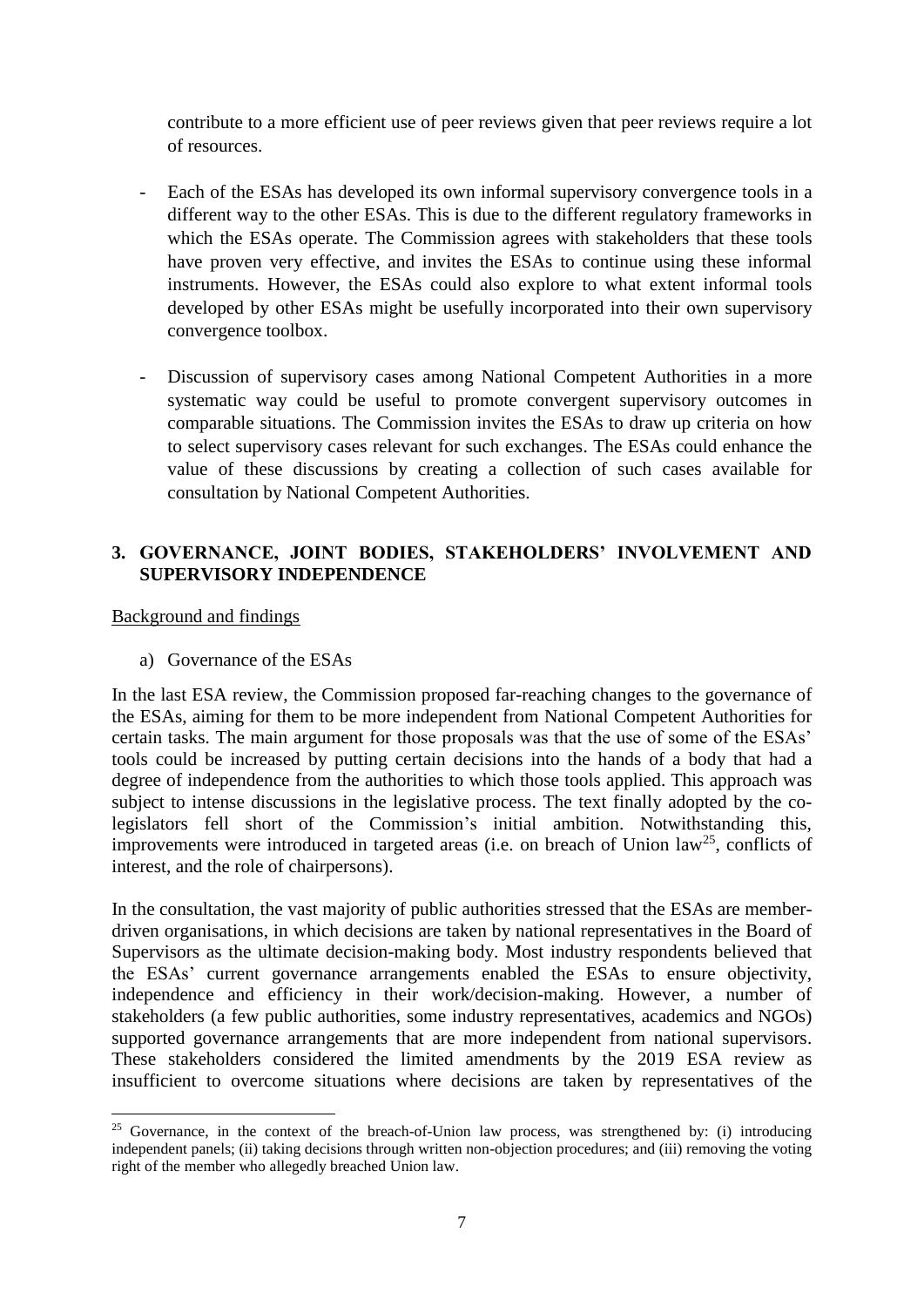contribute to a more efficient use of peer reviews given that peer reviews require a lot of resources.

- Each of the ESAs has developed its own informal supervisory convergence tools in a different way to the other ESAs. This is due to the different regulatory frameworks in which the ESAs operate. The Commission agrees with stakeholders that these tools have proven very effective, and invites the ESAs to continue using these informal instruments. However, the ESAs could also explore to what extent informal tools developed by other ESAs might be usefully incorporated into their own supervisory convergence toolbox.

- Discussion of supervisory cases among National Competent Authorities in a more systematic way could be useful to promote convergent supervisory outcomes in comparable situations. The Commission invites the ESAs to draw up criteria on how to select supervisory cases relevant for such exchanges. The ESAs could enhance the value of these discussions by creating a collection of such cases available for consultation by National Competent Authorities.

## 3. GOVERNANCE, JOINT BODIES, STAKEHOLDERS' INVOLVEMENT AND SUPERVISORY INDEPENDENCE

Background and findings

a) Governance of the ESAs

In the last ESA review, the Commission proposed far-reaching changes to the governance of the ESAs, aiming for them to be more independent from National Competent Authorities for certain tasks. The main argument for those proposals was that the use of some of the ESAs' tools could be increased by putting certain decisions into the hands of a body that had a degree of independence from the authorities to which those tools applied. This approach was subject to intense discussions in the legislative process. The text finally adopted by the co-legislators fell short of the Commission's initial ambition. Notwithstanding this, improvements were introduced in targeted areas (i.e. on breach of Union law[25], conflicts of interest, and the role of chairpersons).

In the consultation, the vast majority of public authorities stressed that the ESAs are member-driven organisations, in which decisions are taken by national representatives in the Board of Supervisors as the ultimate decision-making body. Most industry respondents believed that the ESAs' current governance arrangements enabled the ESAs to ensure objectivity, independence and efficiency in their work/decision-making. However, a number of stakeholders (a few public authorities, some industry representatives, academics and NGOs) supported governance arrangements that are more independent from national supervisors. These stakeholders considered the limited amendments by the 2019 ESA review as insufficient to overcome situations where decisions are taken by representatives of the

[25] Governance, in the context of the breach-of-Union law process, was strengthened by: (i) introducing independent panels; (ii) taking decisions through written non-objection procedures; and (iii) removing the voting right of the member who allegedly breached Union law.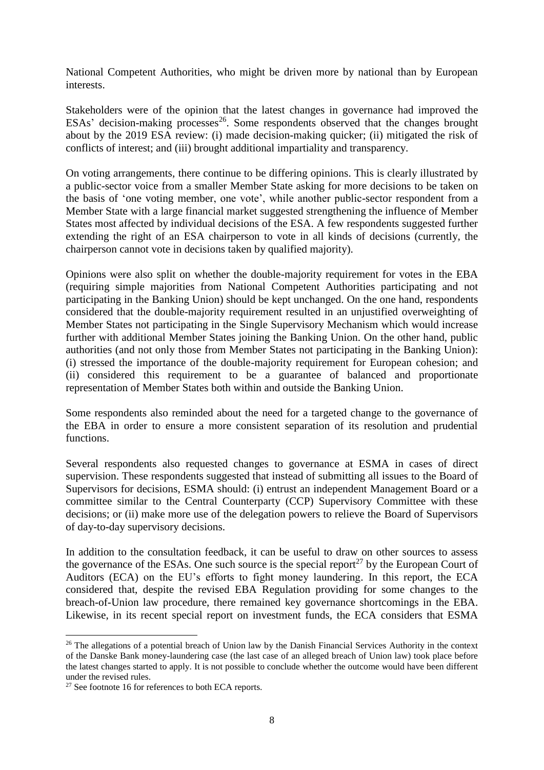National Competent Authorities, who might be driven more by national than by European interests.

Stakeholders were of the opinion that the latest changes in governance had improved the ESAs' decision-making processes[26]. Some respondents observed that the changes brought about by the 2019 ESA review: (i) made decision-making quicker; (ii) mitigated the risk of conflicts of interest; and (iii) brought additional impartiality and transparency.

On voting arrangements, there continue to be differing opinions. This is clearly illustrated by a public-sector voice from a smaller Member State asking for more decisions to be taken on the basis of 'one voting member, one vote', while another public-sector respondent from a Member State with a large financial market suggested strengthening the influence of Member States most affected by individual decisions of the ESA. A few respondents suggested further extending the right of an ESA chairperson to vote in all kinds of decisions (currently, the chairperson cannot vote in decisions taken by qualified majority).

Opinions were also split on whether the double-majority requirement for votes in the EBA (requiring simple majorities from National Competent Authorities participating and not participating in the Banking Union) should be kept unchanged. On the one hand, respondents considered that the double-majority requirement resulted in an unjustified overweighting of Member States not participating in the Single Supervisory Mechanism which would increase further with additional Member States joining the Banking Union. On the other hand, public authorities (and not only those from Member States not participating in the Banking Union): (i) stressed the importance of the double-majority requirement for European cohesion; and (ii) considered this requirement to be a guarantee of balanced and proportionate representation of Member States both within and outside the Banking Union.

Some respondents also reminded about the need for a targeted change to the governance of the EBA in order to ensure a more consistent separation of its resolution and prudential functions.

Several respondents also requested changes to governance at ESMA in cases of direct supervision. These respondents suggested that instead of submitting all issues to the Board of Supervisors for decisions, ESMA should: (i) entrust an independent Management Board or a committee similar to the Central Counterparty (CCP) Supervisory Committee with these decisions; or (ii) make more use of the delegation powers to relieve the Board of Supervisors of day-to-day supervisory decisions.

In addition to the consultation feedback, it can be useful to draw on other sources to assess the governance of the ESAs. One such source is the special report[27] by the European Court of Auditors (ECA) on the EU's efforts to fight money laundering. In this report, the ECA considered that, despite the revised EBA Regulation providing for some changes to the breach-of-Union law procedure, there remained key governance shortcomings in the EBA. Likewise, in its recent special report on investment funds, the ECA considers that ESMA

---

[26] The allegations of a potential breach of Union law by the Danish Financial Services Authority in the context of the Danske Bank money-laundering case (the last case of an alleged breach of Union law) took place before the latest changes started to apply. It is not possible to conclude whether the outcome would have been different under the revised rules.

[27] See footnote 16 for references to both ECA reports.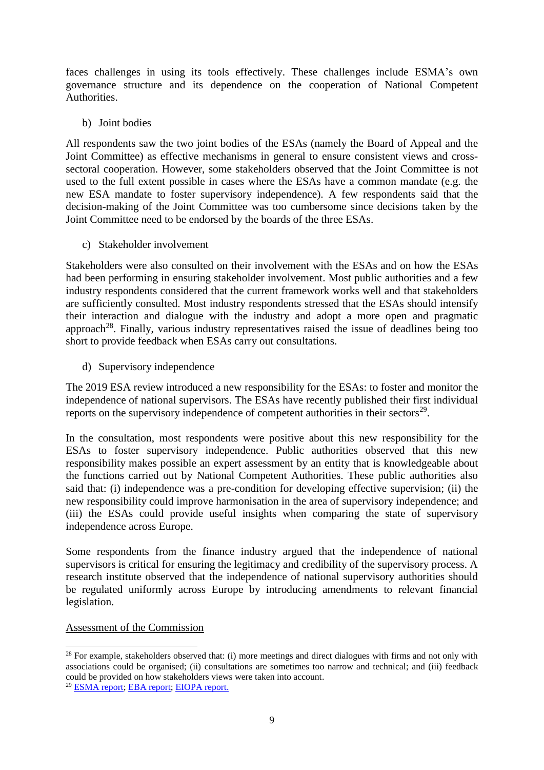faces challenges in using its tools effectively. These challenges include ESMA's own governance structure and its dependence on the cooperation of National Competent Authorities.

b) Joint bodies

All respondents saw the two joint bodies of the ESAs (namely the Board of Appeal and the Joint Committee) as effective mechanisms in general to ensure consistent views and cross-sectoral cooperation. However, some stakeholders observed that the Joint Committee is not used to the full extent possible in cases where the ESAs have a common mandate (e.g. the new ESA mandate to foster supervisory independence). A few respondents said that the decision-making of the Joint Committee was too cumbersome since decisions taken by the Joint Committee need to be endorsed by the boards of the three ESAs.

c) Stakeholder involvement

Stakeholders were also consulted on their involvement with the ESAs and on how the ESAs had been performing in ensuring stakeholder involvement. Most public authorities and a few industry respondents considered that the current framework works well and that stakeholders are sufficiently consulted. Most industry respondents stressed that the ESAs should intensify their interaction and dialogue with the industry and adopt a more open and pragmatic approach[28]. Finally, various industry representatives raised the issue of deadlines being too short to provide feedback when ESAs carry out consultations.

d) Supervisory independence

The 2019 ESA review introduced a new responsibility for the ESAs: to foster and monitor the independence of national supervisors. The ESAs have recently published their first individual reports on the supervisory independence of competent authorities in their sectors[29].

In the consultation, most respondents were positive about this new responsibility for the ESAs to foster supervisory independence. Public authorities observed that this new responsibility makes possible an expert assessment by an entity that is knowledgeable about the functions carried out by National Competent Authorities. These public authorities also said that: (i) independence was a pre-condition for developing effective supervision; (ii) the new responsibility could improve harmonisation in the area of supervisory independence; and (iii) the ESAs could provide useful insights when comparing the state of supervisory independence across Europe.

Some respondents from the finance industry argued that the independence of national supervisors is critical for ensuring the legitimacy and credibility of the supervisory process. A research institute observed that the independence of national supervisory authorities should be regulated uniformly across Europe by introducing amendments to relevant financial legislation.

Assessment of the Commission

---

[28] For example, stakeholders observed that: (i) more meetings and direct dialogues with firms and not only with associations could be organised; (ii) consultations are sometimes too narrow and technical; and (iii) feedback could be provided on how stakeholders views were taken into account.

[29] ESMA report; EBA report; EIOPA report.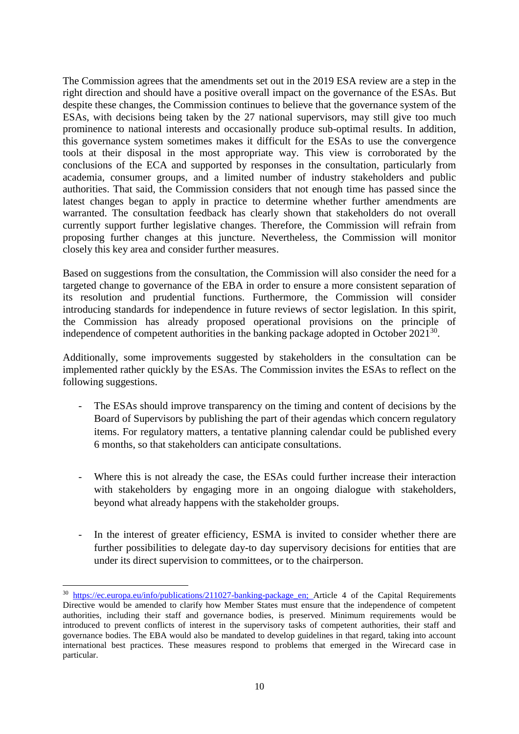The Commission agrees that the amendments set out in the 2019 ESA review are a step in the right direction and should have a positive overall impact on the governance of the ESAs. But despite these changes, the Commission continues to believe that the governance system of the ESAs, with decisions being taken by the 27 national supervisors, may still give too much prominence to national interests and occasionally produce sub-optimal results. In addition, this governance system sometimes makes it difficult for the ESAs to use the convergence tools at their disposal in the most appropriate way. This view is corroborated by the conclusions of the ECA and supported by responses in the consultation, particularly from academia, consumer groups, and a limited number of industry stakeholders and public authorities. That said, the Commission considers that not enough time has passed since the latest changes began to apply in practice to determine whether further amendments are warranted. The consultation feedback has clearly shown that stakeholders do not overall currently support further legislative changes. Therefore, the Commission will refrain from proposing further changes at this juncture. Nevertheless, the Commission will monitor closely this key area and consider further measures.

Based on suggestions from the consultation, the Commission will also consider the need for a targeted change to governance of the EBA in order to ensure a more consistent separation of its resolution and prudential functions. Furthermore, the Commission will consider introducing standards for independence in future reviews of sector legislation. In this spirit, the Commission has already proposed operational provisions on the principle of independence of competent authorities in the banking package adopted in October 2021[30].

Additionally, some improvements suggested by stakeholders in the consultation can be implemented rather quickly by the ESAs. The Commission invites the ESAs to reflect on the following suggestions.

- The ESAs should improve transparency on the timing and content of decisions by the Board of Supervisors by publishing the part of their agendas which concern regulatory items. For regulatory matters, a tentative planning calendar could be published every 6 months, so that stakeholders can anticipate consultations.

- Where this is not already the case, the ESAs could further increase their interaction with stakeholders by engaging more in an ongoing dialogue with stakeholders, beyond what already happens with the stakeholder groups.

- In the interest of greater efficiency, ESMA is invited to consider whether there are further possibilities to delegate day-to day supervisory decisions for entities that are under its direct supervision to committees, or to the chairperson.

---

[30] https://ec.europa.eu/info/publications/211027-banking-package_en; Article 4 of the Capital Requirements Directive would be amended to clarify how Member States must ensure that the independence of competent authorities, including their staff and governance bodies, is preserved. Minimum requirements would be introduced to prevent conflicts of interest in the supervisory tasks of competent authorities, their staff and governance bodies. The EBA would also be mandated to develop guidelines in that regard, taking into account international best practices. These measures respond to problems that emerged in the Wirecard case in particular.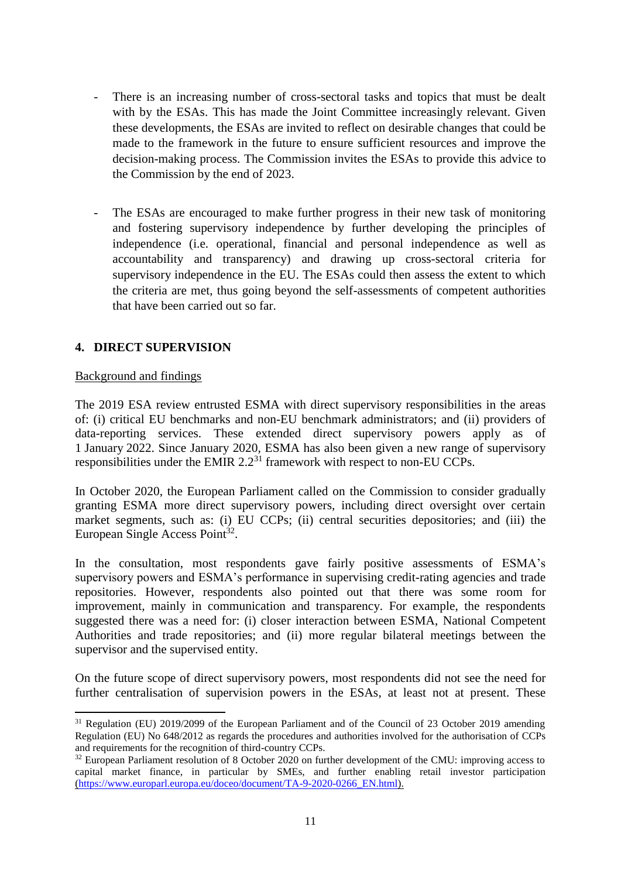- There is an increasing number of cross-sectoral tasks and topics that must be dealt with by the ESAs. This has made the Joint Committee increasingly relevant. Given these developments, the ESAs are invited to reflect on desirable changes that could be made to the framework in the future to ensure sufficient resources and improve the decision-making process. The Commission invites the ESAs to provide this advice to the Commission by the end of 2023.

- The ESAs are encouraged to make further progress in their new task of monitoring and fostering supervisory independence by further developing the principles of independence (i.e. operational, financial and personal independence as well as accountability and transparency) and drawing up cross-sectoral criteria for supervisory independence in the EU. The ESAs could then assess the extent to which the criteria are met, thus going beyond the self-assessments of competent authorities that have been carried out so far.

## 4. DIRECT SUPERVISION

Background and findings

The 2019 ESA review entrusted ESMA with direct supervisory responsibilities in the areas of: (i) critical EU benchmarks and non-EU benchmark administrators; and (ii) providers of data-reporting services. These extended direct supervisory powers apply as of 1 January 2022. Since January 2020, ESMA has also been given a new range of supervisory responsibilities under the EMIR 2.2[31] framework with respect to non-EU CCPs.

In October 2020, the European Parliament called on the Commission to consider gradually granting ESMA more direct supervisory powers, including direct oversight over certain market segments, such as: (i) EU CCPs; (ii) central securities depositories; and (iii) the European Single Access Point[32].

In the consultation, most respondents gave fairly positive assessments of ESMA's supervisory powers and ESMA's performance in supervising credit-rating agencies and trade repositories. However, respondents also pointed out that there was some room for improvement, mainly in communication and transparency. For example, the respondents suggested there was a need for: (i) closer interaction between ESMA, National Competent Authorities and trade repositories; and (ii) more regular bilateral meetings between the supervisor and the supervised entity.

On the future scope of direct supervisory powers, most respondents did not see the need for further centralisation of supervision powers in the ESAs, at least not at present. These

[31] Regulation (EU) 2019/2099 of the European Parliament and of the Council of 23 October 2019 amending Regulation (EU) No 648/2012 as regards the procedures and authorities involved for the authorisation of CCPs and requirements for the recognition of third-country CCPs.

[32] European Parliament resolution of 8 October 2020 on further development of the CMU: improving access to capital market finance, in particular by SMEs, and further enabling retail investor participation (https://www.europarl.europa.eu/doceo/document/TA-9-2020-0266_EN.html).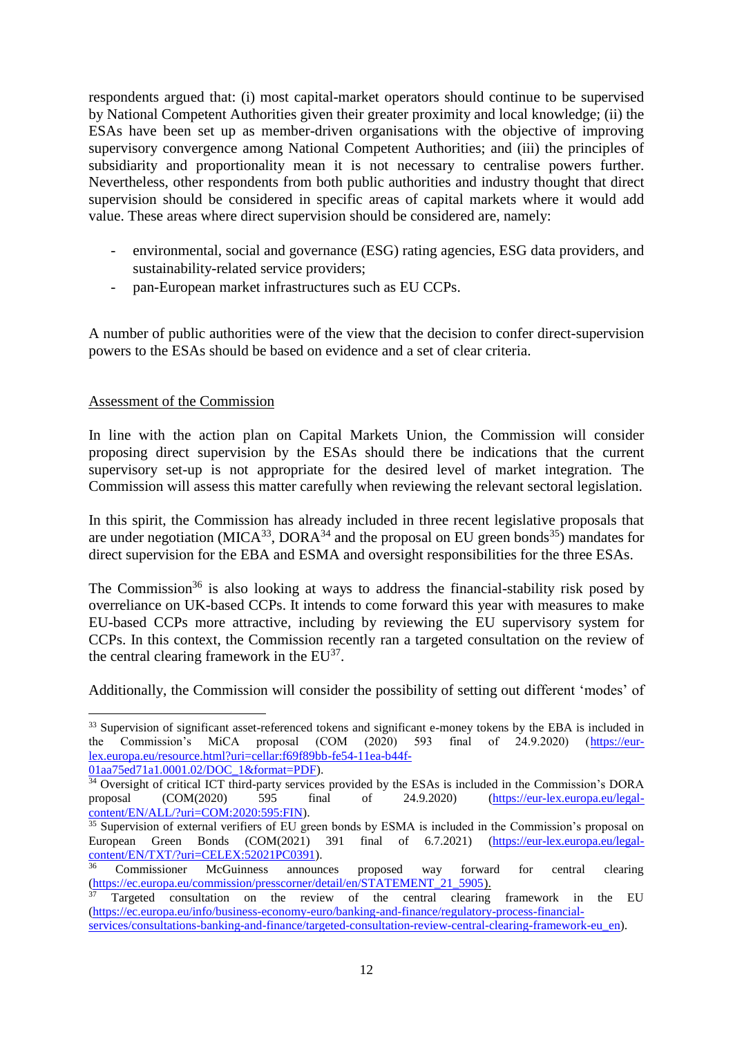respondents argued that: (i) most capital-market operators should continue to be supervised by National Competent Authorities given their greater proximity and local knowledge; (ii) the ESAs have been set up as member-driven organisations with the objective of improving supervisory convergence among National Competent Authorities; and (iii) the principles of subsidiarity and proportionality mean it is not necessary to centralise powers further. Nevertheless, other respondents from both public authorities and industry thought that direct supervision should be considered in specific areas of capital markets where it would add value. These areas where direct supervision should be considered are, namely:

- environmental, social and governance (ESG) rating agencies, ESG data providers, and sustainability-related service providers;
- pan-European market infrastructures such as EU CCPs.

A number of public authorities were of the view that the decision to confer direct-supervision powers to the ESAs should be based on evidence and a set of clear criteria.

Assessment of the Commission

In line with the action plan on Capital Markets Union, the Commission will consider proposing direct supervision by the ESAs should there be indications that the current supervisory set-up is not appropriate for the desired level of market integration. The Commission will assess this matter carefully when reviewing the relevant sectoral legislation.

In this spirit, the Commission has already included in three recent legislative proposals that are under negotiation (MICA[33], DORA[34] and the proposal on EU green bonds[35]) mandates for direct supervision for the EBA and ESMA and oversight responsibilities for the three ESAs.

The Commission[36] is also looking at ways to address the financial-stability risk posed by overreliance on UK-based CCPs. It intends to come forward this year with measures to make EU-based CCPs more attractive, including by reviewing the EU supervisory system for CCPs. In this context, the Commission recently ran a targeted consultation on the review of the central clearing framework in the EU[37].

Additionally, the Commission will consider the possibility of setting out different 'modes' of

---

[33] Supervision of significant asset-referenced tokens and significant e-money tokens by the EBA is included in the Commission's MiCA proposal (COM (2020) 593 final of 24.9.2020) (https://eur-lex.europa.eu/resource.html?uri=cellar:f69f89bb-fe54-11ea-b44f-01aa75ed71a1.0001.02/DOC_1&format=PDF).

[34] Oversight of critical ICT third-party services provided by the ESAs is included in the Commission's DORA proposal (COM(2020) 595 final of 24.9.2020) (https://eur-lex.europa.eu/legal-content/EN/ALL/?uri=COM:2020:595:FIN).

[35] Supervision of external verifiers of EU green bonds by ESMA is included in the Commission's proposal on European Green Bonds (COM(2021) 391 final of 6.7.2021) (https://eur-lex.europa.eu/legal-content/EN/TXT/?uri=CELEX:52021PC0391).

[36] Commissioner McGuinness announces proposed way forward for central clearing (https://ec.europa.eu/commission/presscorner/detail/en/STATEMENT_21_5905).

[37] Targeted consultation on the review of the central clearing framework in the EU (https://ec.europa.eu/info/business-economy-euro/banking-and-finance/regulatory-process-financial-services/consultations-banking-and-finance/targeted-consultation-review-central-clearing-framework-eu_en).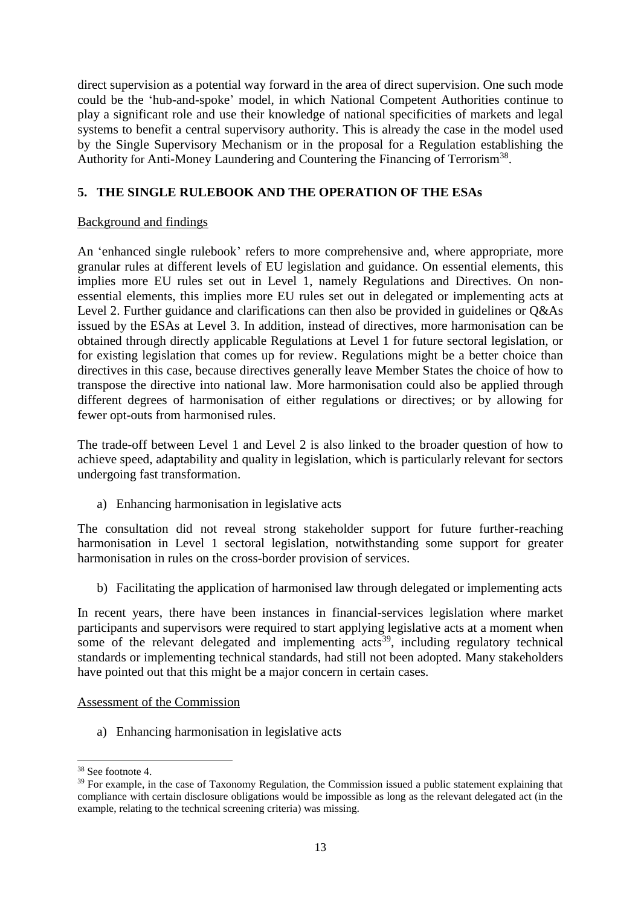direct supervision as a potential way forward in the area of direct supervision. One such mode could be the 'hub-and-spoke' model, in which National Competent Authorities continue to play a significant role and use their knowledge of national specificities of markets and legal systems to benefit a central supervisory authority. This is already the case in the model used by the Single Supervisory Mechanism or in the proposal for a Regulation establishing the Authority for Anti-Money Laundering and Countering the Financing of Terrorism[38].

## 5. THE SINGLE RULEBOOK AND THE OPERATION OF THE ESAs

Background and findings

An 'enhanced single rulebook' refers to more comprehensive and, where appropriate, more granular rules at different levels of EU legislation and guidance. On essential elements, this implies more EU rules set out in Level 1, namely Regulations and Directives. On non-essential elements, this implies more EU rules set out in delegated or implementing acts at Level 2. Further guidance and clarifications can then also be provided in guidelines or Q&As issued by the ESAs at Level 3. In addition, instead of directives, more harmonisation can be obtained through directly applicable Regulations at Level 1 for future sectoral legislation, or for existing legislation that comes up for review. Regulations might be a better choice than directives in this case, because directives generally leave Member States the choice of how to transpose the directive into national law. More harmonisation could also be applied through different degrees of harmonisation of either regulations or directives; or by allowing for fewer opt-outs from harmonised rules.

The trade-off between Level 1 and Level 2 is also linked to the broader question of how to achieve speed, adaptability and quality in legislation, which is particularly relevant for sectors undergoing fast transformation.

a) Enhancing harmonisation in legislative acts

The consultation did not reveal strong stakeholder support for future further-reaching harmonisation in Level 1 sectoral legislation, notwithstanding some support for greater harmonisation in rules on the cross-border provision of services.

b) Facilitating the application of harmonised law through delegated or implementing acts

In recent years, there have been instances in financial-services legislation where market participants and supervisors were required to start applying legislative acts at a moment when some of the relevant delegated and implementing acts[39], including regulatory technical standards or implementing technical standards, had still not been adopted. Many stakeholders have pointed out that this might be a major concern in certain cases.

Assessment of the Commission

a) Enhancing harmonisation in legislative acts

[38] See footnote 4.

[39] For example, in the case of Taxonomy Regulation, the Commission issued a public statement explaining that compliance with certain disclosure obligations would be impossible as long as the relevant delegated act (in the example, relating to the technical screening criteria) was missing.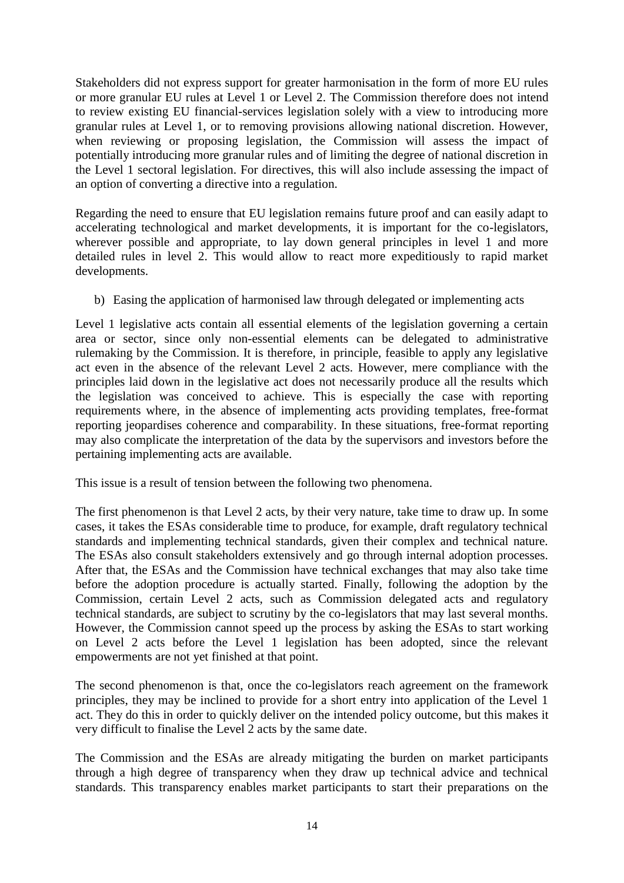Stakeholders did not express support for greater harmonisation in the form of more EU rules or more granular EU rules at Level 1 or Level 2. The Commission therefore does not intend to review existing EU financial-services legislation solely with a view to introducing more granular rules at Level 1, or to removing provisions allowing national discretion. However, when reviewing or proposing legislation, the Commission will assess the impact of potentially introducing more granular rules and of limiting the degree of national discretion in the Level 1 sectoral legislation. For directives, this will also include assessing the impact of an option of converting a directive into a regulation.

Regarding the need to ensure that EU legislation remains future proof and can easily adapt to accelerating technological and market developments, it is important for the co-legislators, wherever possible and appropriate, to lay down general principles in level 1 and more detailed rules in level 2. This would allow to react more expeditiously to rapid market developments.

b) Easing the application of harmonised law through delegated or implementing acts

Level 1 legislative acts contain all essential elements of the legislation governing a certain area or sector, since only non-essential elements can be delegated to administrative rulemaking by the Commission. It is therefore, in principle, feasible to apply any legislative act even in the absence of the relevant Level 2 acts. However, mere compliance with the principles laid down in the legislative act does not necessarily produce all the results which the legislation was conceived to achieve. This is especially the case with reporting requirements where, in the absence of implementing acts providing templates, free-format reporting jeopardises coherence and comparability. In these situations, free-format reporting may also complicate the interpretation of the data by the supervisors and investors before the pertaining implementing acts are available.

This issue is a result of tension between the following two phenomena.

The first phenomenon is that Level 2 acts, by their very nature, take time to draw up. In some cases, it takes the ESAs considerable time to produce, for example, draft regulatory technical standards and implementing technical standards, given their complex and technical nature. The ESAs also consult stakeholders extensively and go through internal adoption processes. After that, the ESAs and the Commission have technical exchanges that may also take time before the adoption procedure is actually started. Finally, following the adoption by the Commission, certain Level 2 acts, such as Commission delegated acts and regulatory technical standards, are subject to scrutiny by the co-legislators that may last several months. However, the Commission cannot speed up the process by asking the ESAs to start working on Level 2 acts before the Level 1 legislation has been adopted, since the relevant empowerments are not yet finished at that point.

The second phenomenon is that, once the co-legislators reach agreement on the framework principles, they may be inclined to provide for a short entry into application of the Level 1 act. They do this in order to quickly deliver on the intended policy outcome, but this makes it very difficult to finalise the Level 2 acts by the same date.

The Commission and the ESAs are already mitigating the burden on market participants through a high degree of transparency when they draw up technical advice and technical standards. This transparency enables market participants to start their preparations on the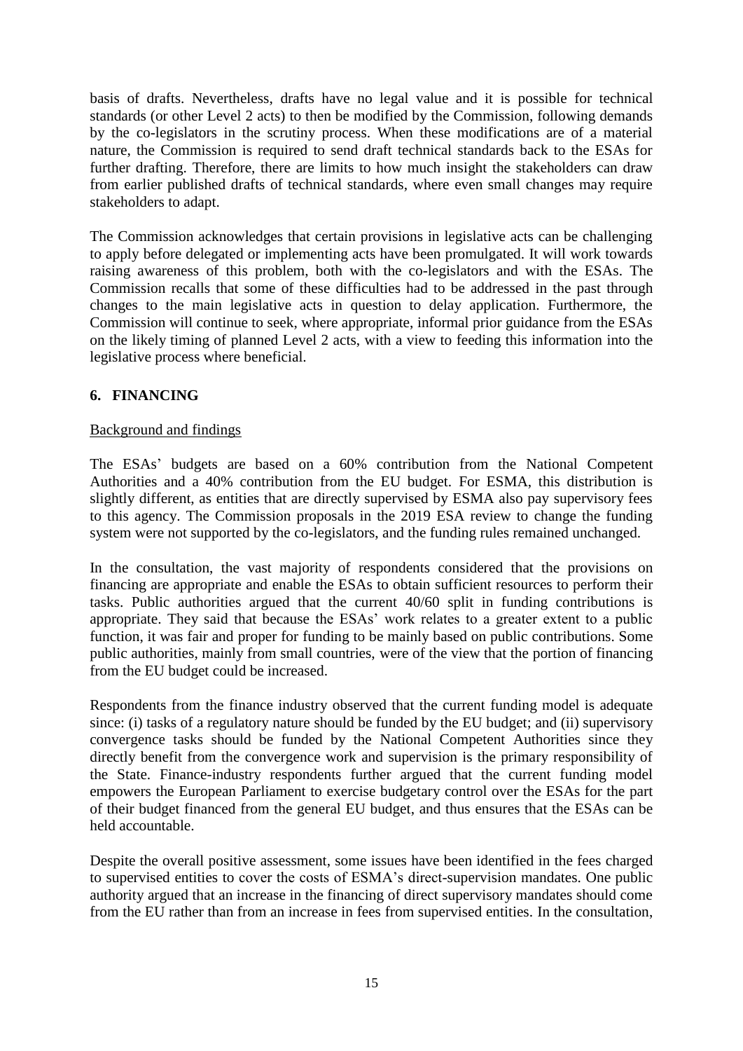basis of drafts. Nevertheless, drafts have no legal value and it is possible for technical standards (or other Level 2 acts) to then be modified by the Commission, following demands by the co-legislators in the scrutiny process. When these modifications are of a material nature, the Commission is required to send draft technical standards back to the ESAs for further drafting. Therefore, there are limits to how much insight the stakeholders can draw from earlier published drafts of technical standards, where even small changes may require stakeholders to adapt.

The Commission acknowledges that certain provisions in legislative acts can be challenging to apply before delegated or implementing acts have been promulgated. It will work towards raising awareness of this problem, both with the co-legislators and with the ESAs. The Commission recalls that some of these difficulties had to be addressed in the past through changes to the main legislative acts in question to delay application. Furthermore, the Commission will continue to seek, where appropriate, informal prior guidance from the ESAs on the likely timing of planned Level 2 acts, with a view to feeding this information into the legislative process where beneficial.

## 6. FINANCING

Background and findings

The ESAs' budgets are based on a 60% contribution from the National Competent Authorities and a 40% contribution from the EU budget. For ESMA, this distribution is slightly different, as entities that are directly supervised by ESMA also pay supervisory fees to this agency. The Commission proposals in the 2019 ESA review to change the funding system were not supported by the co-legislators, and the funding rules remained unchanged.

In the consultation, the vast majority of respondents considered that the provisions on financing are appropriate and enable the ESAs to obtain sufficient resources to perform their tasks. Public authorities argued that the current 40/60 split in funding contributions is appropriate. They said that because the ESAs' work relates to a greater extent to a public function, it was fair and proper for funding to be mainly based on public contributions. Some public authorities, mainly from small countries, were of the view that the portion of financing from the EU budget could be increased.

Respondents from the finance industry observed that the current funding model is adequate since: (i) tasks of a regulatory nature should be funded by the EU budget; and (ii) supervisory convergence tasks should be funded by the National Competent Authorities since they directly benefit from the convergence work and supervision is the primary responsibility of the State. Finance-industry respondents further argued that the current funding model empowers the European Parliament to exercise budgetary control over the ESAs for the part of their budget financed from the general EU budget, and thus ensures that the ESAs can be held accountable.

Despite the overall positive assessment, some issues have been identified in the fees charged to supervised entities to cover the costs of ESMA's direct-supervision mandates. One public authority argued that an increase in the financing of direct supervisory mandates should come from the EU rather than from an increase in fees from supervised entities. In the consultation,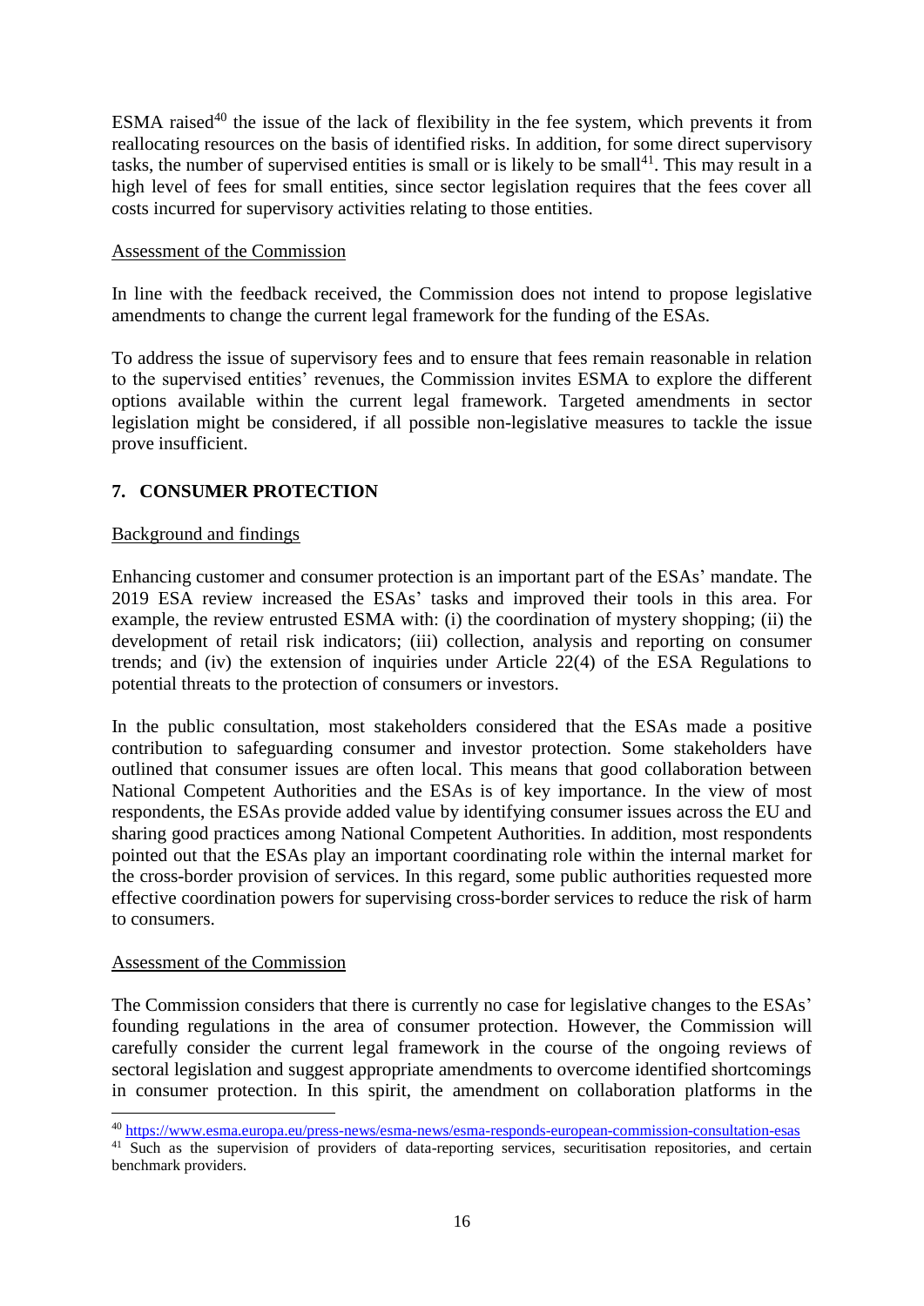ESMA raised[40] the issue of the lack of flexibility in the fee system, which prevents it from reallocating resources on the basis of identified risks. In addition, for some direct supervisory tasks, the number of supervised entities is small or is likely to be small[41]. This may result in a high level of fees for small entities, since sector legislation requires that the fees cover all costs incurred for supervisory activities relating to those entities.

Assessment of the Commission

In line with the feedback received, the Commission does not intend to propose legislative amendments to change the current legal framework for the funding of the ESAs.

To address the issue of supervisory fees and to ensure that fees remain reasonable in relation to the supervised entities' revenues, the Commission invites ESMA to explore the different options available within the current legal framework. Targeted amendments in sector legislation might be considered, if all possible non-legislative measures to tackle the issue prove insufficient.

## 7. CONSUMER PROTECTION

Background and findings

Enhancing customer and consumer protection is an important part of the ESAs' mandate. The 2019 ESA review increased the ESAs' tasks and improved their tools in this area. For example, the review entrusted ESMA with: (i) the coordination of mystery shopping; (ii) the development of retail risk indicators; (iii) collection, analysis and reporting on consumer trends; and (iv) the extension of inquiries under Article 22(4) of the ESA Regulations to potential threats to the protection of consumers or investors.

In the public consultation, most stakeholders considered that the ESAs made a positive contribution to safeguarding consumer and investor protection. Some stakeholders have outlined that consumer issues are often local. This means that good collaboration between National Competent Authorities and the ESAs is of key importance. In the view of most respondents, the ESAs provide added value by identifying consumer issues across the EU and sharing good practices among National Competent Authorities. In addition, most respondents pointed out that the ESAs play an important coordinating role within the internal market for the cross-border provision of services. In this regard, some public authorities requested more effective coordination powers for supervising cross-border services to reduce the risk of harm to consumers.

Assessment of the Commission

The Commission considers that there is currently no case for legislative changes to the ESAs' founding regulations in the area of consumer protection. However, the Commission will carefully consider the current legal framework in the course of the ongoing reviews of sectoral legislation and suggest appropriate amendments to overcome identified shortcomings in consumer protection. In this spirit, the amendment on collaboration platforms in the

---

[40] https://www.esma.europa.eu/press-news/esma-news/esma-responds-european-commission-consultation-esas

[41] Such as the supervision of providers of data-reporting services, securitisation repositories, and certain benchmark providers.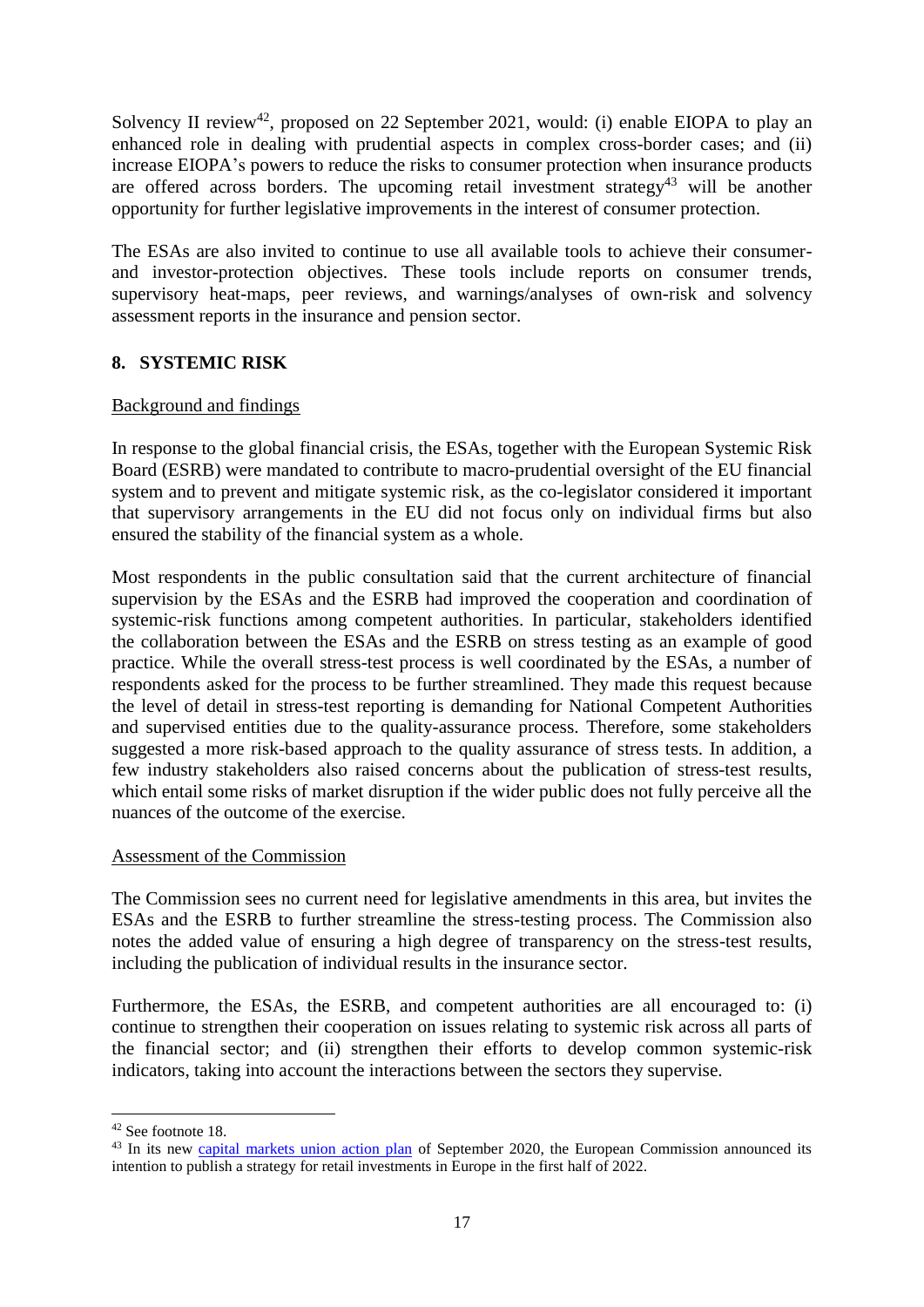Solvency II review[42], proposed on 22 September 2021, would: (i) enable EIOPA to play an enhanced role in dealing with prudential aspects in complex cross-border cases; and (ii) increase EIOPA's powers to reduce the risks to consumer protection when insurance products are offered across borders. The upcoming retail investment strategy[43] will be another opportunity for further legislative improvements in the interest of consumer protection.

The ESAs are also invited to continue to use all available tools to achieve their consumer- and investor-protection objectives. These tools include reports on consumer trends, supervisory heat-maps, peer reviews, and warnings/analyses of own-risk and solvency assessment reports in the insurance and pension sector.

## 8. SYSTEMIC RISK

Background and findings

In response to the global financial crisis, the ESAs, together with the European Systemic Risk Board (ESRB) were mandated to contribute to macro-prudential oversight of the EU financial system and to prevent and mitigate systemic risk, as the co-legislator considered it important that supervisory arrangements in the EU did not focus only on individual firms but also ensured the stability of the financial system as a whole.

Most respondents in the public consultation said that the current architecture of financial supervision by the ESAs and the ESRB had improved the cooperation and coordination of systemic-risk functions among competent authorities. In particular, stakeholders identified the collaboration between the ESAs and the ESRB on stress testing as an example of good practice. While the overall stress-test process is well coordinated by the ESAs, a number of respondents asked for the process to be further streamlined. They made this request because the level of detail in stress-test reporting is demanding for National Competent Authorities and supervised entities due to the quality-assurance process. Therefore, some stakeholders suggested a more risk-based approach to the quality assurance of stress tests. In addition, a few industry stakeholders also raised concerns about the publication of stress-test results, which entail some risks of market disruption if the wider public does not fully perceive all the nuances of the outcome of the exercise.

Assessment of the Commission

The Commission sees no current need for legislative amendments in this area, but invites the ESAs and the ESRB to further streamline the stress-testing process. The Commission also notes the added value of ensuring a high degree of transparency on the stress-test results, including the publication of individual results in the insurance sector.

Furthermore, the ESAs, the ESRB, and competent authorities are all encouraged to: (i) continue to strengthen their cooperation on issues relating to systemic risk across all parts of the financial sector; and (ii) strengthen their efforts to develop common systemic-risk indicators, taking into account the interactions between the sectors they supervise.

---

[42] See footnote 18.

[43] In its new capital markets union action plan of September 2020, the European Commission announced its intention to publish a strategy for retail investments in Europe in the first half of 2022.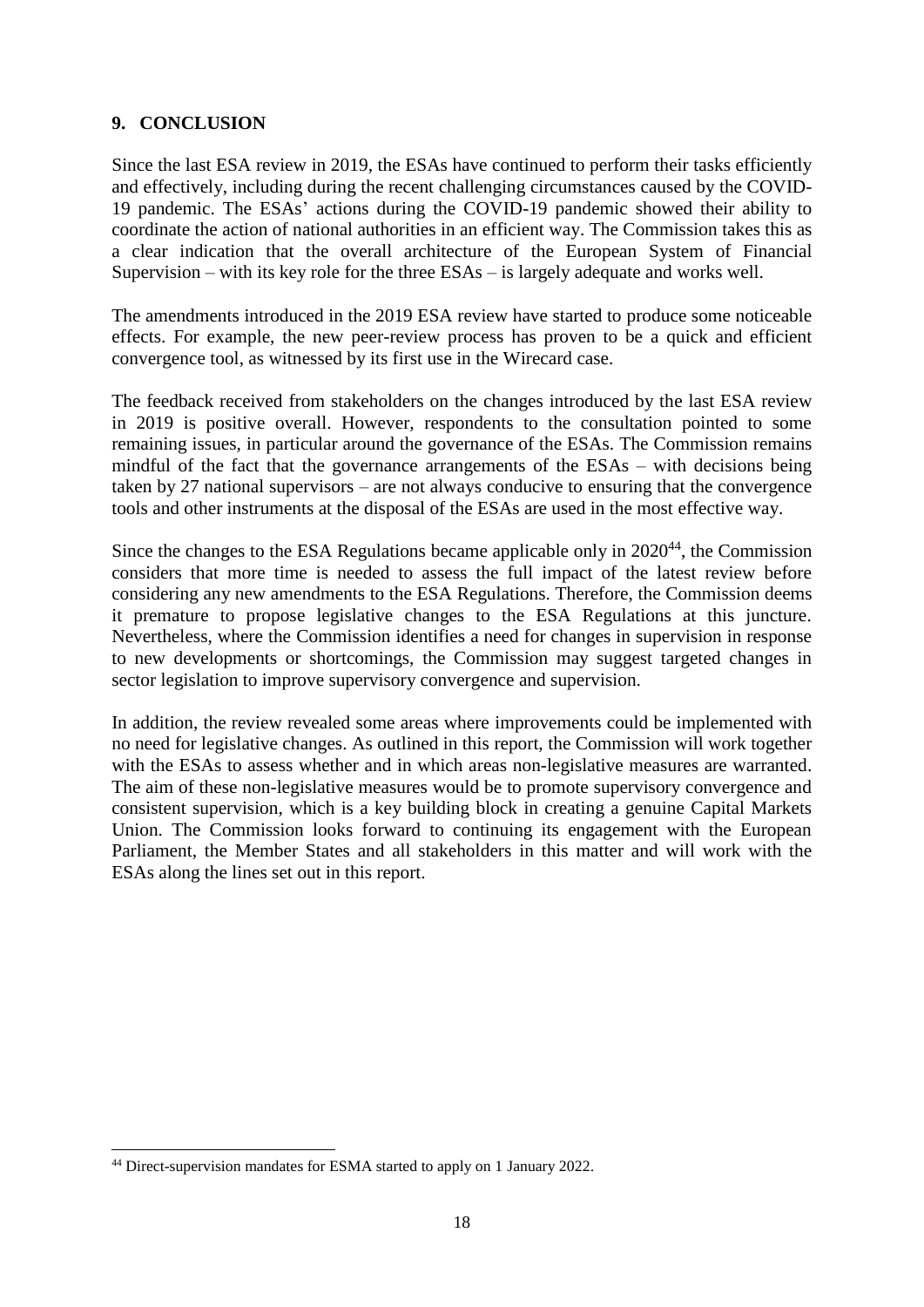## 9. CONCLUSION

Since the last ESA review in 2019, the ESAs have continued to perform their tasks efficiently and effectively, including during the recent challenging circumstances caused by the COVID-19 pandemic. The ESAs' actions during the COVID-19 pandemic showed their ability to coordinate the action of national authorities in an efficient way. The Commission takes this as a clear indication that the overall architecture of the European System of Financial Supervision – with its key role for the three ESAs – is largely adequate and works well.

The amendments introduced in the 2019 ESA review have started to produce some noticeable effects. For example, the new peer-review process has proven to be a quick and efficient convergence tool, as witnessed by its first use in the Wirecard case.

The feedback received from stakeholders on the changes introduced by the last ESA review in 2019 is positive overall. However, respondents to the consultation pointed to some remaining issues, in particular around the governance of the ESAs. The Commission remains mindful of the fact that the governance arrangements of the ESAs – with decisions being taken by 27 national supervisors – are not always conducive to ensuring that the convergence tools and other instruments at the disposal of the ESAs are used in the most effective way.

Since the changes to the ESA Regulations became applicable only in 2020[44], the Commission considers that more time is needed to assess the full impact of the latest review before considering any new amendments to the ESA Regulations. Therefore, the Commission deems it premature to propose legislative changes to the ESA Regulations at this juncture. Nevertheless, where the Commission identifies a need for changes in supervision in response to new developments or shortcomings, the Commission may suggest targeted changes in sector legislation to improve supervisory convergence and supervision.

In addition, the review revealed some areas where improvements could be implemented with no need for legislative changes. As outlined in this report, the Commission will work together with the ESAs to assess whether and in which areas non-legislative measures are warranted. The aim of these non-legislative measures would be to promote supervisory convergence and consistent supervision, which is a key building block in creating a genuine Capital Markets Union. The Commission looks forward to continuing its engagement with the European Parliament, the Member States and all stakeholders in this matter and will work with the ESAs along the lines set out in this report.

---

[44] Direct-supervision mandates for ESMA started to apply on 1 January 2022.